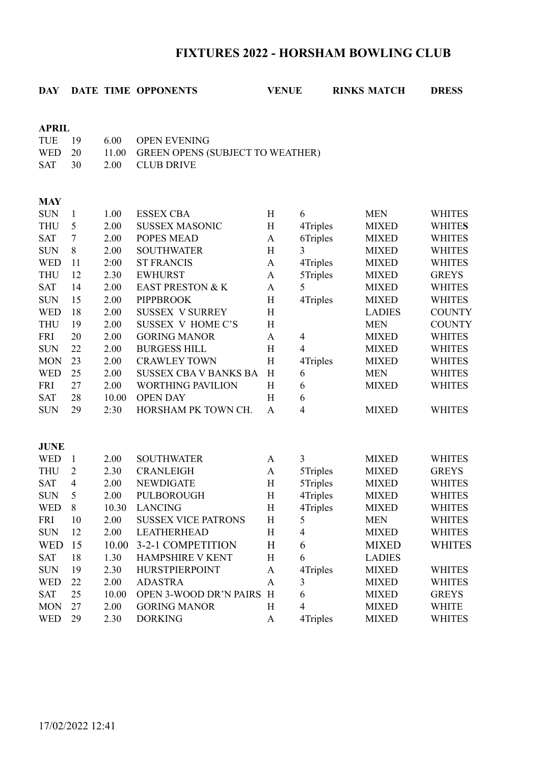# FIXTURES 2022 - HORSHAM BOWLING CLUB

| DAY | DATE | TIME | OPPONENTS | VENUE | RINKS | MATCH | DRESS |
|---|---|---|---|---|---|---|---|
| **APRIL** | | | | | | | |
| TUE | 19 | 6.00 | OPEN EVENING | | | | |
| WED | 20 | 11.00 | GREEN OPENS (SUBJECT TO WEATHER) | | | | |
| SAT | 30 | 2.00 | CLUB DRIVE | | | | |
| **MAY** | | | | | | | |
| SUN | 1 | 1.00 | ESSEX CBA | H | 6 | MEN | WHITES |
| THU | 5 | 2.00 | SUSSEX MASONIC | H | 4Triples | MIXED | WHITES |
| SAT | 7 | 2.00 | POPES MEAD | A | 6Triples | MIXED | WHITES |
| SUN | 8 | 2.00 | SOUTHWATER | H | 3 | MIXED | WHITES |
| WED | 11 | 2:00 | ST FRANCIS | A | 4Triples | MIXED | WHITES |
| THU | 12 | 2.30 | EWHURST | A | 5Triples | MIXED | GREYS |
| SAT | 14 | 2.00 | EAST PRESTON & K | A | 5 | MIXED | WHITES |
| SUN | 15 | 2.00 | PIPPBROOK | H | 4Triples | MIXED | WHITES |
| WED | 18 | 2.00 | SUSSEX V SURREY | H | | LADIES | COUNTY |
| THU | 19 | 2.00 | SUSSEX V HOME C'S | H | | MEN | COUNTY |
| FRI | 20 | 2.00 | GORING MANOR | A | 4 | MIXED | WHITES |
| SUN | 22 | 2.00 | BURGESS HILL | H | 4 | MIXED | WHITES |
| MON | 23 | 2.00 | CRAWLEY TOWN | H | 4Triples | MIXED | WHITES |
| WED | 25 | 2.00 | SUSSEX CBA V BANKS BA | H | 6 | MEN | WHITES |
| FRI | 27 | 2.00 | WORTHING PAVILION | H | 6 | MIXED | WHITES |
| SAT | 28 | 10.00 | OPEN DAY | H | 6 | | |
| SUN | 29 | 2:30 | HORSHAM PK TOWN CH. | A | 4 | MIXED | WHITES |
| **JUNE** | | | | | | | |
| WED | 1 | 2.00 | SOUTHWATER | A | 3 | MIXED | WHITES |
| THU | 2 | 2.30 | CRANLEIGH | A | 5Triples | MIXED | GREYS |
| SAT | 4 | 2.00 | NEWDIGATE | H | 5Triples | MIXED | WHITES |
| SUN | 5 | 2.00 | PULBOROUGH | H | 4Triples | MIXED | WHITES |
| WED | 8 | 10.30 | LANCING | H | 4Triples | MIXED | WHITES |
| FRI | 10 | 2.00 | SUSSEX VICE PATRONS | H | 5 | MEN | WHITES |
| SUN | 12 | 2.00 | LEATHERHEAD | H | 4 | MIXED | WHITES |
| WED | 15 | 10.00 | 3-2-1 COMPETITION | H | 6 | MIXED | WHITES |
| SAT | 18 | 1.30 | HAMPSHIRE V KENT | H | 6 | LADIES | |
| SUN | 19 | 2.30 | HURSTPIERPOINT | A | 4Triples | MIXED | WHITES |
| WED | 22 | 2.00 | ADASTRA | A | 3 | MIXED | WHITES |
| SAT | 25 | 10.00 | OPEN 3-WOOD DR'N PAIRS | H | 6 | MIXED | GREYS |
| MON | 27 | 2.00 | GORING MANOR | H | 4 | MIXED | WHITE |
| WED | 29 | 2.30 | DORKING | A | 4Triples | MIXED | WHITES |

17/02/2022 12:41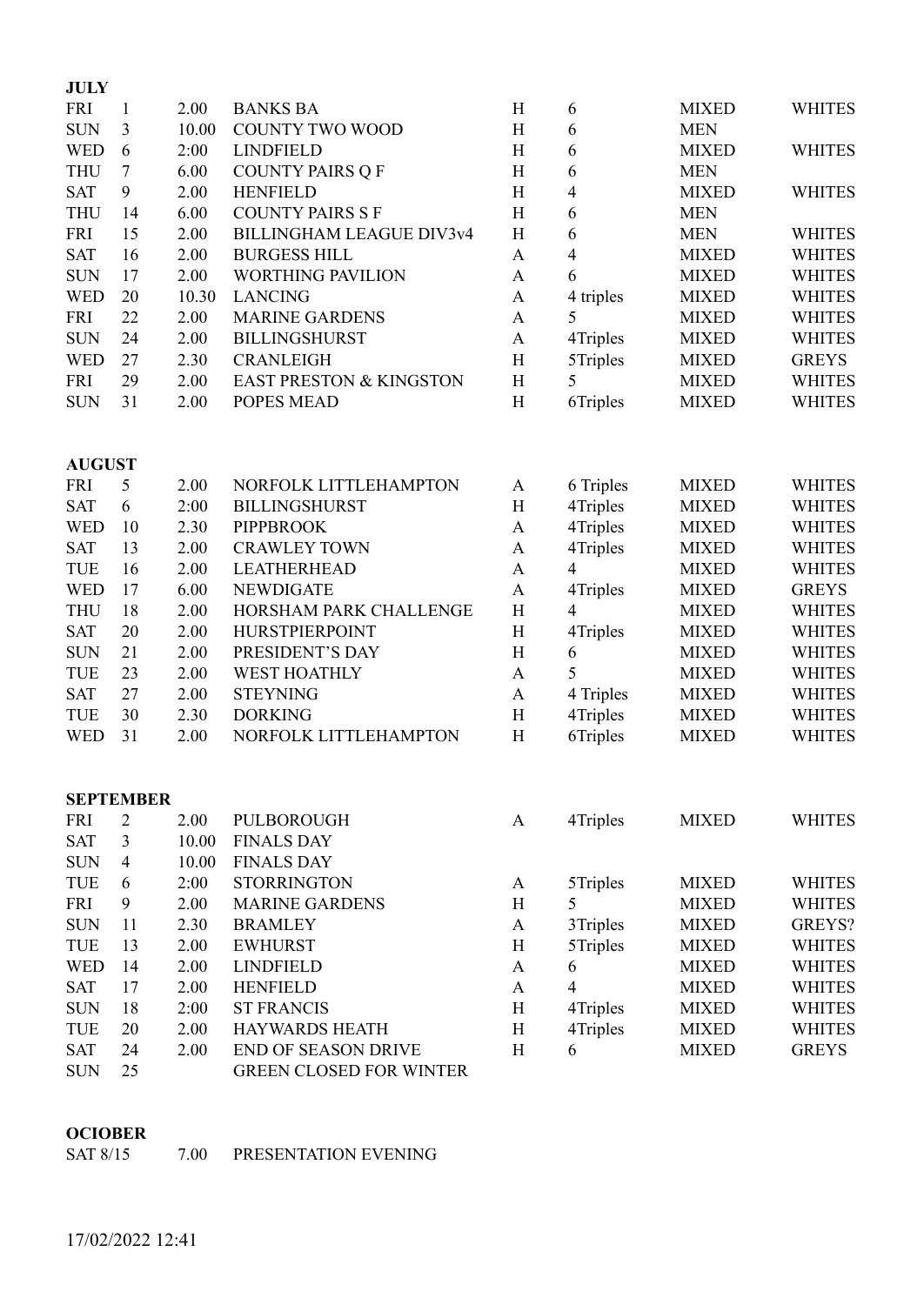**JULY**

| | | | | | | | |
|---|---|---|---|---|---|---|---|
| FRI | 1 | 2.00 | BANKS BA | H | 6 | MIXED | WHITES |
| SUN | 3 | 10.00 | COUNTY TWO WOOD | H | 6 | MEN | |
| WED | 6 | 2:00 | LINDFIELD | H | 6 | MIXED | WHITES |
| THU | 7 | 6.00 | COUNTY PAIRS Q F | H | 6 | MEN | |
| SAT | 9 | 2.00 | HENFIELD | H | 4 | MIXED | WHITES |
| THU | 14 | 6.00 | COUNTY PAIRS S F | H | 6 | MEN | |
| FRI | 15 | 2.00 | BILLINGHAM LEAGUE DIV3v4 | H | 6 | MEN | WHITES |
| SAT | 16 | 2.00 | BURGESS HILL | A | 4 | MIXED | WHITES |
| SUN | 17 | 2.00 | WORTHING PAVILION | A | 6 | MIXED | WHITES |
| WED | 20 | 10.30 | LANCING | A | 4 triples | MIXED | WHITES |
| FRI | 22 | 2.00 | MARINE GARDENS | A | 5 | MIXED | WHITES |
| SUN | 24 | 2.00 | BILLINGSHURST | A | 4Triples | MIXED | WHITES |
| WED | 27 | 2.30 | CRANLEIGH | H | 5Triples | MIXED | GREYS |
| FRI | 29 | 2.00 | EAST PRESTON & KINGSTON | H | 5 | MIXED | WHITES |
| SUN | 31 | 2.00 | POPES MEAD | H | 6Triples | MIXED | WHITES |

**AUGUST**

| | | | | | | | |
|---|---|---|---|---|---|---|---|
| FRI | 5 | 2.00 | NORFOLK LITTLEHAMPTON | A | 6 Triples | MIXED | WHITES |
| SAT | 6 | 2:00 | BILLINGSHURST | H | 4Triples | MIXED | WHITES |
| WED | 10 | 2.30 | PIPPBROOK | A | 4Triples | MIXED | WHITES |
| SAT | 13 | 2.00 | CRAWLEY TOWN | A | 4Triples | MIXED | WHITES |
| TUE | 16 | 2.00 | LEATHERHEAD | A | 4 | MIXED | WHITES |
| WED | 17 | 6.00 | NEWDIGATE | A | 4Triples | MIXED | GREYS |
| THU | 18 | 2.00 | HORSHAM PARK CHALLENGE | H | 4 | MIXED | WHITES |
| SAT | 20 | 2.00 | HURSTPIERPOINT | H | 4Triples | MIXED | WHITES |
| SUN | 21 | 2.00 | PRESIDENT'S DAY | H | 6 | MIXED | WHITES |
| TUE | 23 | 2.00 | WEST HOATHLY | A | 5 | MIXED | WHITES |
| SAT | 27 | 2.00 | STEYNING | A | 4 Triples | MIXED | WHITES |
| TUE | 30 | 2.30 | DORKING | H | 4Triples | MIXED | WHITES |
| WED | 31 | 2.00 | NORFOLK LITTLEHAMPTON | H | 6Triples | MIXED | WHITES |

**SEPTEMBER**

| | | | | | | | |
|---|---|---|---|---|---|---|---|
| FRI | 2 | 2.00 | PULBOROUGH | A | 4Triples | MIXED | WHITES |
| SAT | 3 | 10.00 | FINALS DAY | | | | |
| SUN | 4 | 10.00 | FINALS DAY | | | | |
| TUE | 6 | 2:00 | STORRINGTON | A | 5Triples | MIXED | WHITES |
| FRI | 9 | 2.00 | MARINE GARDENS | H | 5 | MIXED | WHITES |
| SUN | 11 | 2.30 | BRAMLEY | A | 3Triples | MIXED | GREYS? |
| TUE | 13 | 2.00 | EWHURST | H | 5Triples | MIXED | WHITES |
| WED | 14 | 2.00 | LINDFIELD | A | 6 | MIXED | WHITES |
| SAT | 17 | 2.00 | HENFIELD | A | 4 | MIXED | WHITES |
| SUN | 18 | 2:00 | ST FRANCIS | H | 4Triples | MIXED | WHITES |
| TUE | 20 | 2.00 | HAYWARDS HEATH | H | 4Triples | MIXED | WHITES |
| SAT | 24 | 2.00 | END OF SEASON DRIVE | H | 6 | MIXED | GREYS |
| SUN | 25 | | GREEN CLOSED FOR WINTER | | | | |

**OCIOBER**

SAT 8/15 7.00 PRESENTATION EVENING

17/02/2022 12:41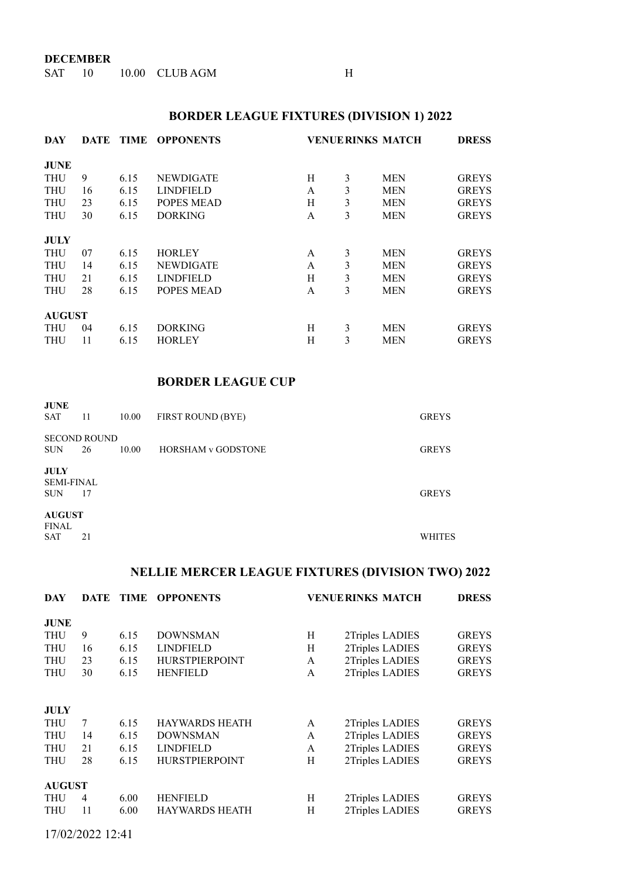**DECEMBER**

| | | | | |
|---|---|---|---|---|
| SAT | 10 | 10.00 | CLUB AGM | H |

## BORDER LEAGUE FIXTURES (DIVISION 1) 2022

| DAY | DATE | TIME | OPPONENTS | VENUE | RINKS | MATCH | DRESS |
|---|---|---|---|---|---|---|---|
| **JUNE** | | | | | | | |
| THU | 9 | 6.15 | NEWDIGATE | H | 3 | MEN | GREYS |
| THU | 16 | 6.15 | LINDFIELD | A | 3 | MEN | GREYS |
| THU | 23 | 6.15 | POPES MEAD | H | 3 | MEN | GREYS |
| THU | 30 | 6.15 | DORKING | A | 3 | MEN | GREYS |
| **JULY** | | | | | | | |
| THU | 07 | 6.15 | HORLEY | A | 3 | MEN | GREYS |
| THU | 14 | 6.15 | NEWDIGATE | A | 3 | MEN | GREYS |
| THU | 21 | 6.15 | LINDFIELD | H | 3 | MEN | GREYS |
| THU | 28 | 6.15 | POPES MEAD | A | 3 | MEN | GREYS |
| **AUGUST** | | | | | | | |
| THU | 04 | 6.15 | DORKING | H | 3 | MEN | GREYS |
| THU | 11 | 6.15 | HORLEY | H | 3 | MEN | GREYS |

## BORDER LEAGUE CUP

| | | | | |
|---|---|---|---|---|
| **JUNE** | | | | |
| SAT | 11 | 10.00 | FIRST ROUND (BYE) | GREYS |
| SECOND ROUND | | | | |
| SUN | 26 | 10.00 | HORSHAM v GODSTONE | GREYS |
| **JULY** | | | | |
| SEMI-FINAL | | | | |
| SUN | 17 | | | GREYS |
| **AUGUST** | | | | |
| FINAL | | | | |
| SAT | 21 | | | WHITES |

## NELLIE MERCER LEAGUE FIXTURES (DIVISION TWO) 2022

| DAY | DATE | TIME | OPPONENTS | VENUE | RINKS | MATCH | DRESS |
|---|---|---|---|---|---|---|---|
| **JUNE** | | | | | | | |
| THU | 9 | 6.15 | DOWNSMAN | H | 2Triples | LADIES | GREYS |
| THU | 16 | 6.15 | LINDFIELD | H | 2Triples | LADIES | GREYS |
| THU | 23 | 6.15 | HURSTPIERPOINT | A | 2Triples | LADIES | GREYS |
| THU | 30 | 6.15 | HENFIELD | A | 2Triples | LADIES | GREYS |
| **JULY** | | | | | | | |
| THU | 7 | 6.15 | HAYWARDS HEATH | A | 2Triples | LADIES | GREYS |
| THU | 14 | 6.15 | DOWNSMAN | A | 2Triples | LADIES | GREYS |
| THU | 21 | 6.15 | LINDFIELD | A | 2Triples | LADIES | GREYS |
| THU | 28 | 6.15 | HURSTPIERPOINT | H | 2Triples | LADIES | GREYS |
| **AUGUST** | | | | | | | |
| THU | 4 | 6.00 | HENFIELD | H | 2Triples | LADIES | GREYS |
| THU | 11 | 6.00 | HAYWARDS HEATH | H | 2Triples | LADIES | GREYS |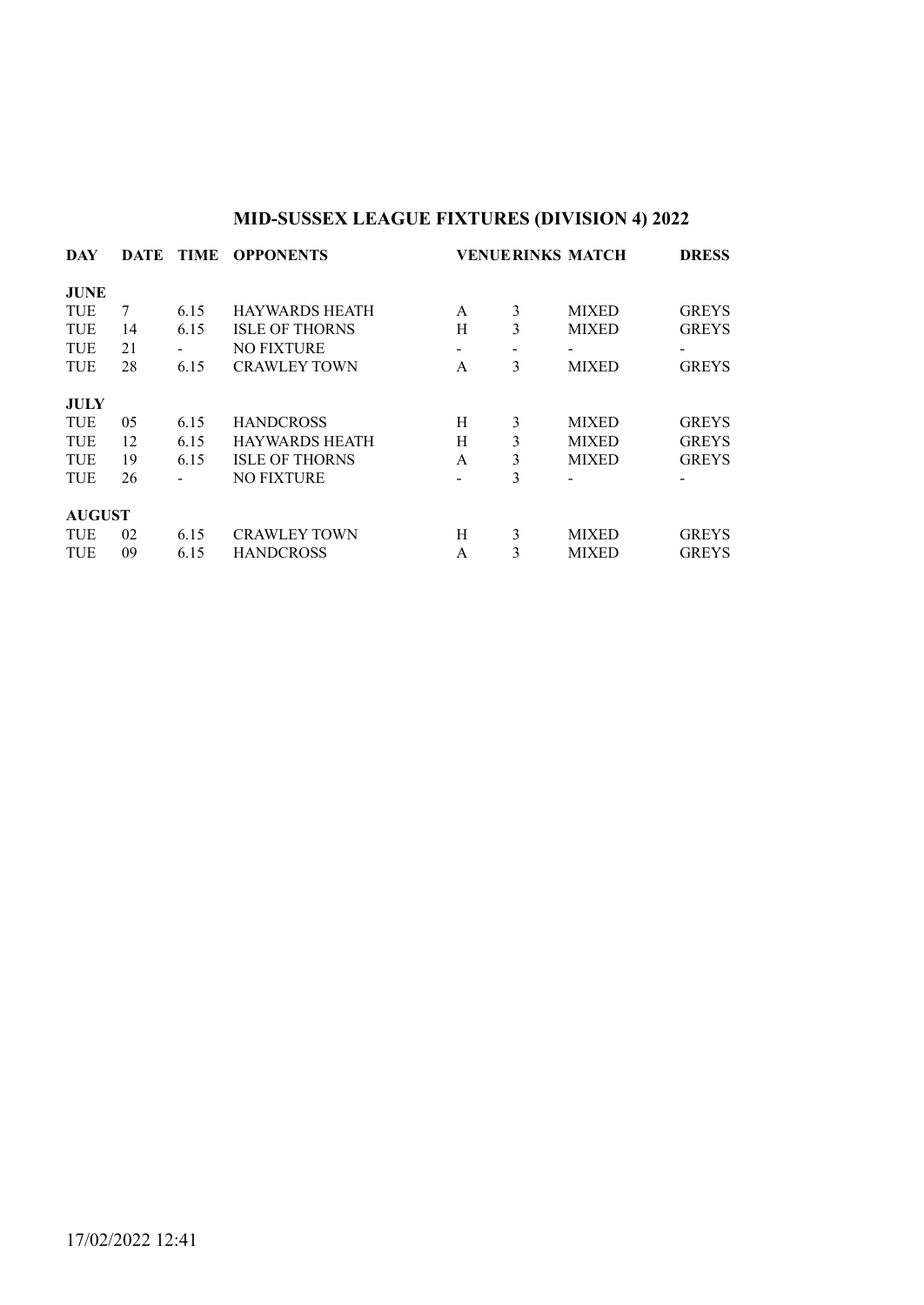## MID-SUSSEX LEAGUE FIXTURES (DIVISION 4) 2022

| DAY | DATE | TIME | OPPONENTS | VENUE | RINKS | MATCH | DRESS |
|---|---|---|---|---|---|---|---|
| **JUNE** | | | | | | | |
| TUE | 7 | 6.15 | HAYWARDS HEATH | A | 3 | MIXED | GREYS |
| TUE | 14 | 6.15 | ISLE OF THORNS | H | 3 | MIXED | GREYS |
| TUE | 21 | - | NO FIXTURE | - | - | - | - |
| TUE | 28 | 6.15 | CRAWLEY TOWN | A | 3 | MIXED | GREYS |
| **JULY** | | | | | | | |
| TUE | 05 | 6.15 | HANDCROSS | H | 3 | MIXED | GREYS |
| TUE | 12 | 6.15 | HAYWARDS HEATH | H | 3 | MIXED | GREYS |
| TUE | 19 | 6.15 | ISLE OF THORNS | A | 3 | MIXED | GREYS |
| TUE | 26 | - | NO FIXTURE | - | 3 | - | - |
| **AUGUST** | | | | | | | |
| TUE | 02 | 6.15 | CRAWLEY TOWN | H | 3 | MIXED | GREYS |
| TUE | 09 | 6.15 | HANDCROSS | A | 3 | MIXED | GREYS |

17/02/2022 12:41